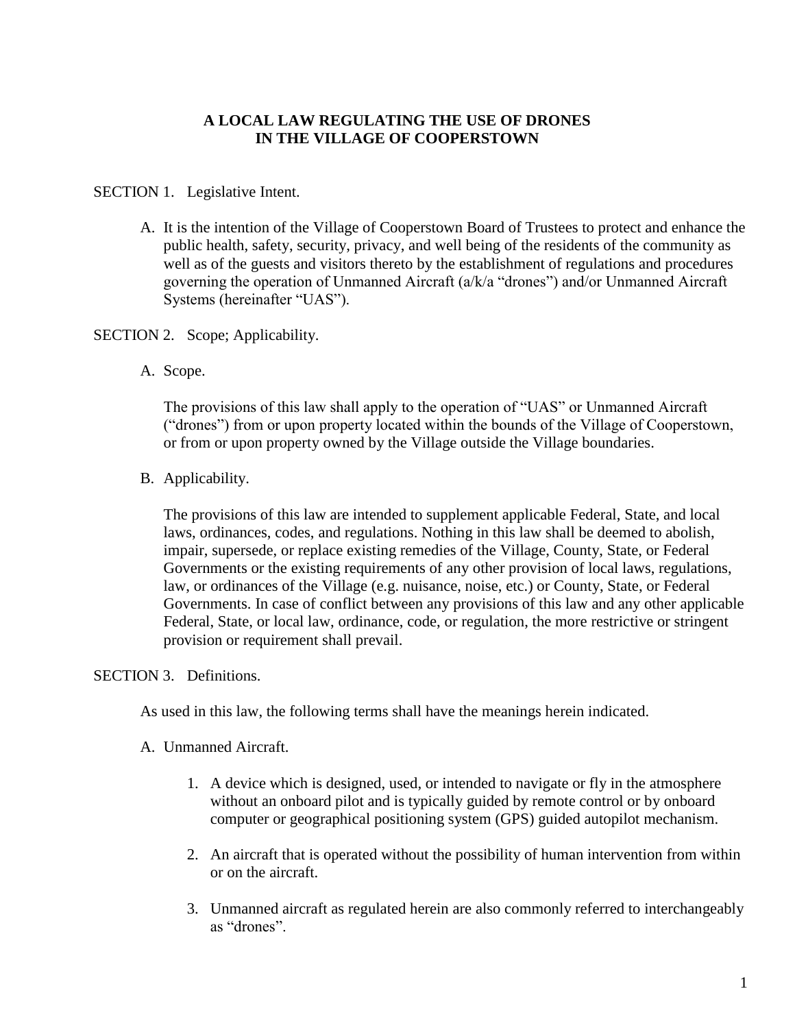# A LOCAL LAW REGULATING THE USE OF DRONES IN THE VILLAGE OF COOPERSTOWN

SECTION 1. Legislative Intent.

A. It is the intention of the Village of Cooperstown Board of Trustees to protect and enhance the public health, safety, security, privacy, and well being of the residents of the community as well as of the guests and visitors thereto by the establishment of regulations and procedures governing the operation of Unmanned Aircraft (a/k/a "drones") and/or Unmanned Aircraft Systems (hereinafter "UAS").

SECTION 2. Scope; Applicability.

A. Scope.

The provisions of this law shall apply to the operation of "UAS" or Unmanned Aircraft ("drones") from or upon property located within the bounds of the Village of Cooperstown, or from or upon property owned by the Village outside the Village boundaries.

B. Applicability.

The provisions of this law are intended to supplement applicable Federal, State, and local laws, ordinances, codes, and regulations. Nothing in this law shall be deemed to abolish, impair, supersede, or replace existing remedies of the Village, County, State, or Federal Governments or the existing requirements of any other provision of local laws, regulations, law, or ordinances of the Village (e.g. nuisance, noise, etc.) or County, State, or Federal Governments. In case of conflict between any provisions of this law and any other applicable Federal, State, or local law, ordinance, code, or regulation, the more restrictive or stringent provision or requirement shall prevail.

SECTION 3. Definitions.

As used in this law, the following terms shall have the meanings herein indicated.

A. Unmanned Aircraft.

1. A device which is designed, used, or intended to navigate or fly in the atmosphere without an onboard pilot and is typically guided by remote control or by onboard computer or geographical positioning system (GPS) guided autopilot mechanism.
2. An aircraft that is operated without the possibility of human intervention from within or on the aircraft.
3. Unmanned aircraft as regulated herein are also commonly referred to interchangeably as "drones".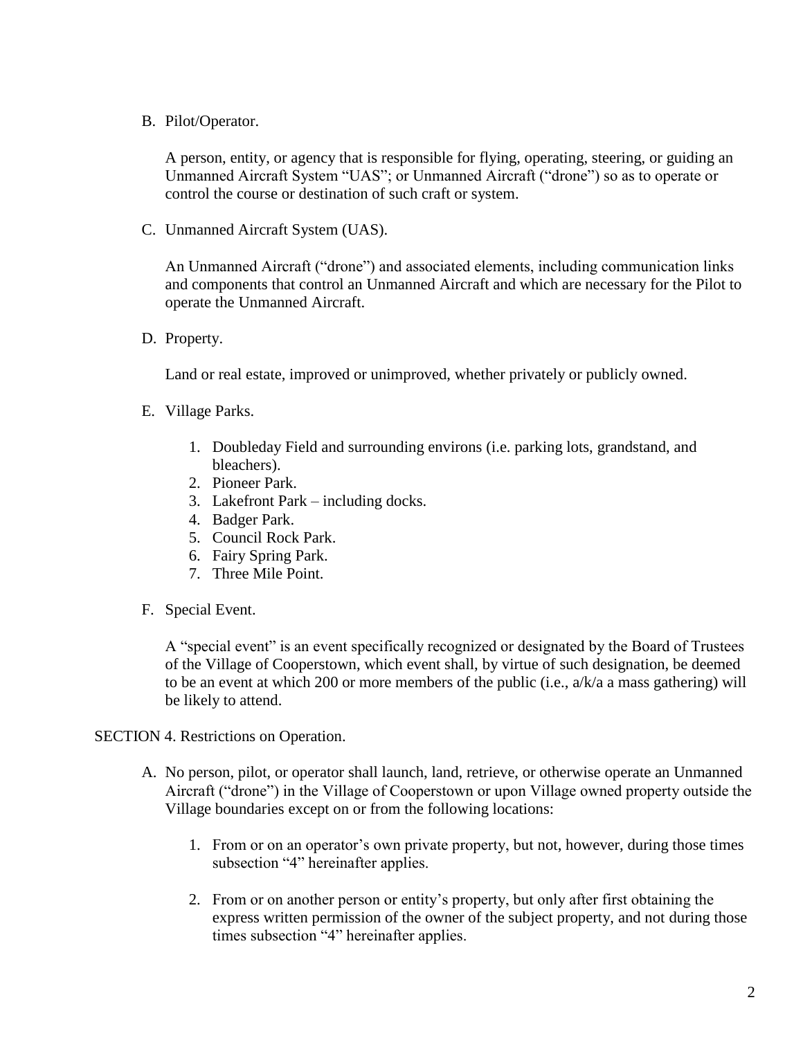B. Pilot/Operator.

   A person, entity, or agency that is responsible for flying, operating, steering, or guiding an Unmanned Aircraft System "UAS"; or Unmanned Aircraft ("drone") so as to operate or control the course or destination of such craft or system.

C. Unmanned Aircraft System (UAS).

   An Unmanned Aircraft ("drone") and associated elements, including communication links and components that control an Unmanned Aircraft and which are necessary for the Pilot to operate the Unmanned Aircraft.

D. Property.

   Land or real estate, improved or unimproved, whether privately or publicly owned.

E. Village Parks.

   1. Doubleday Field and surrounding environs (i.e. parking lots, grandstand, and bleachers).
   2. Pioneer Park.
   3. Lakefront Park – including docks.
   4. Badger Park.
   5. Council Rock Park.
   6. Fairy Spring Park.
   7. Three Mile Point.

F. Special Event.

   A "special event" is an event specifically recognized or designated by the Board of Trustees of the Village of Cooperstown, which event shall, by virtue of such designation, be deemed to be an event at which 200 or more members of the public (i.e., a/k/a a mass gathering) will be likely to attend.

SECTION 4. Restrictions on Operation.

A. No person, pilot, or operator shall launch, land, retrieve, or otherwise operate an Unmanned Aircraft ("drone") in the Village of Cooperstown or upon Village owned property outside the Village boundaries except on or from the following locations:

   1. From or on an operator's own private property, but not, however, during those times subsection "4" hereinafter applies.

   2. From or on another person or entity's property, but only after first obtaining the express written permission of the owner of the subject property, and not during those times subsection "4" hereinafter applies.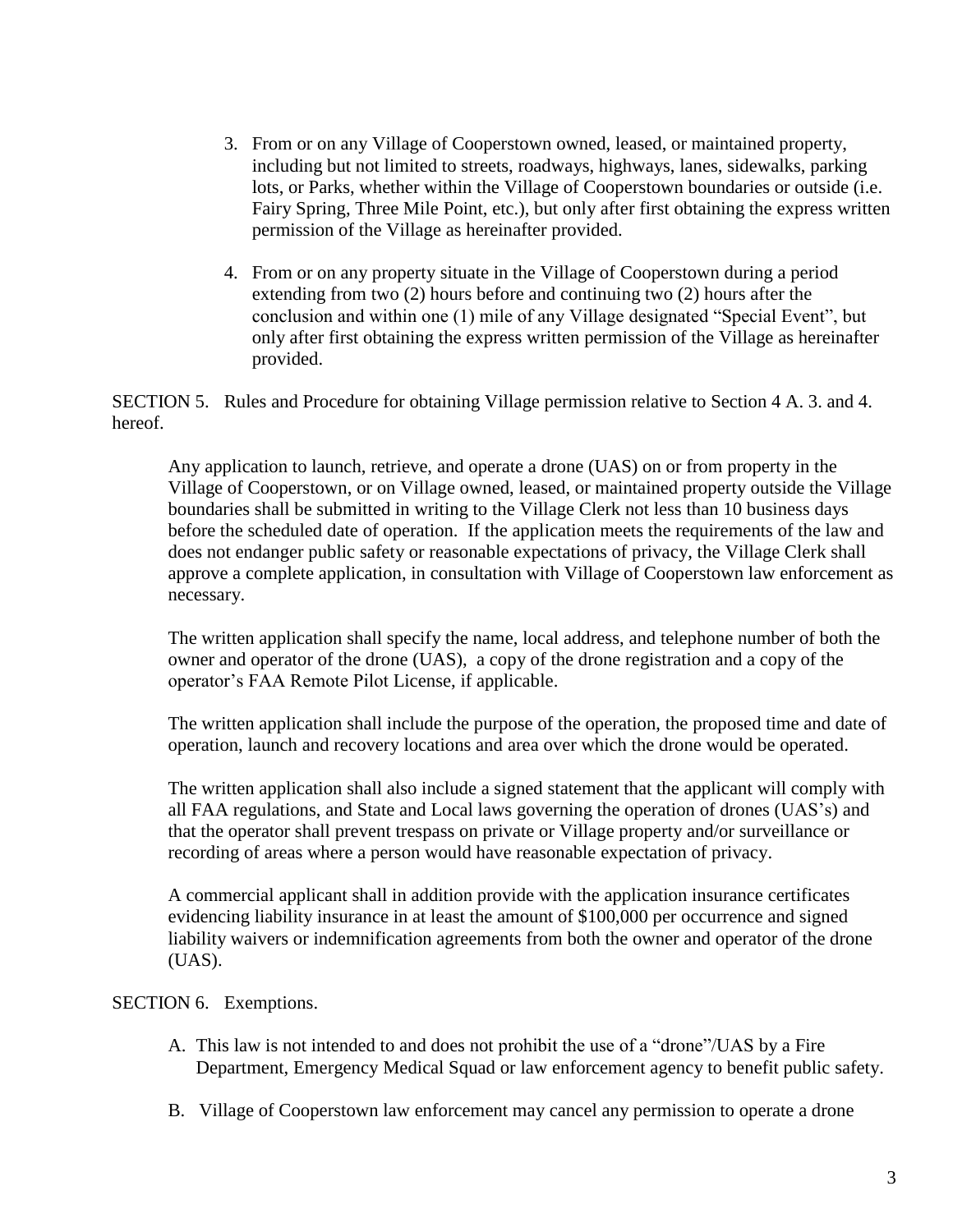3. From or on any Village of Cooperstown owned, leased, or maintained property, including but not limited to streets, roadways, highways, lanes, sidewalks, parking lots, or Parks, whether within the Village of Cooperstown boundaries or outside (i.e. Fairy Spring, Three Mile Point, etc.), but only after first obtaining the express written permission of the Village as hereinafter provided.

4. From or on any property situate in the Village of Cooperstown during a period extending from two (2) hours before and continuing two (2) hours after the conclusion and within one (1) mile of any Village designated "Special Event", but only after first obtaining the express written permission of the Village as hereinafter provided.

SECTION 5. Rules and Procedure for obtaining Village permission relative to Section 4 A. 3. and 4. hereof.

Any application to launch, retrieve, and operate a drone (UAS) on or from property in the Village of Cooperstown, or on Village owned, leased, or maintained property outside the Village boundaries shall be submitted in writing to the Village Clerk not less than 10 business days before the scheduled date of operation. If the application meets the requirements of the law and does not endanger public safety or reasonable expectations of privacy, the Village Clerk shall approve a complete application, in consultation with Village of Cooperstown law enforcement as necessary.

The written application shall specify the name, local address, and telephone number of both the owner and operator of the drone (UAS), a copy of the drone registration and a copy of the operator's FAA Remote Pilot License, if applicable.

The written application shall include the purpose of the operation, the proposed time and date of operation, launch and recovery locations and area over which the drone would be operated.

The written application shall also include a signed statement that the applicant will comply with all FAA regulations, and State and Local laws governing the operation of drones (UAS's) and that the operator shall prevent trespass on private or Village property and/or surveillance or recording of areas where a person would have reasonable expectation of privacy.

A commercial applicant shall in addition provide with the application insurance certificates evidencing liability insurance in at least the amount of $100,000 per occurrence and signed liability waivers or indemnification agreements from both the owner and operator of the drone (UAS).

SECTION 6. Exemptions.

A. This law is not intended to and does not prohibit the use of a "drone"/UAS by a Fire Department, Emergency Medical Squad or law enforcement agency to benefit public safety.

B. Village of Cooperstown law enforcement may cancel any permission to operate a drone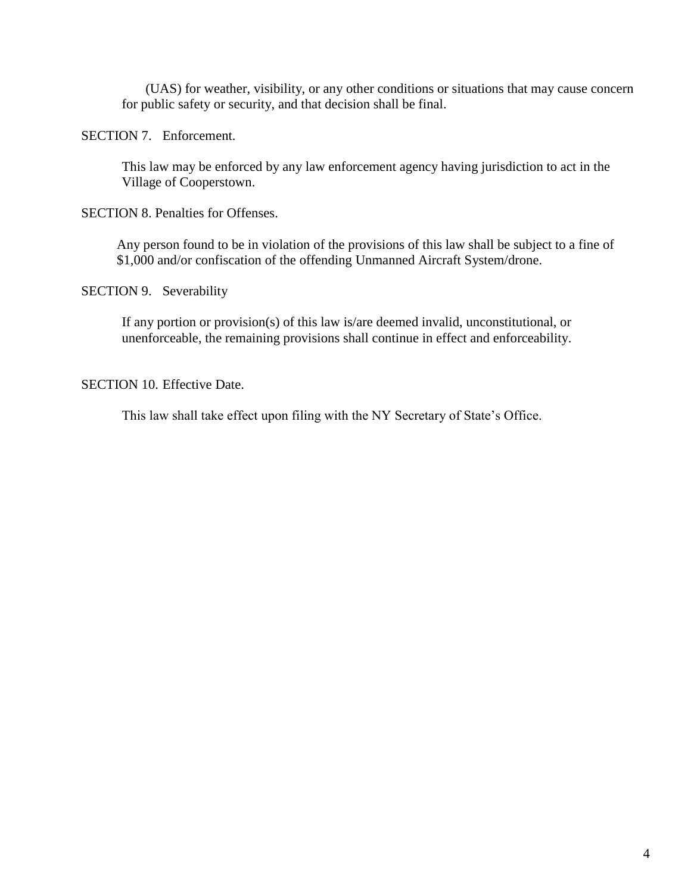(UAS) for weather, visibility, or any other conditions or situations that may cause concern for public safety or security, and that decision shall be final.

SECTION 7. Enforcement.

This law may be enforced by any law enforcement agency having jurisdiction to act in the Village of Cooperstown.

SECTION 8. Penalties for Offenses.

Any person found to be in violation of the provisions of this law shall be subject to a fine of $1,000 and/or confiscation of the offending Unmanned Aircraft System/drone.

SECTION 9. Severability

If any portion or provision(s) of this law is/are deemed invalid, unconstitutional, or unenforceable, the remaining provisions shall continue in effect and enforceability.

SECTION 10. Effective Date.

This law shall take effect upon filing with the NY Secretary of State's Office.